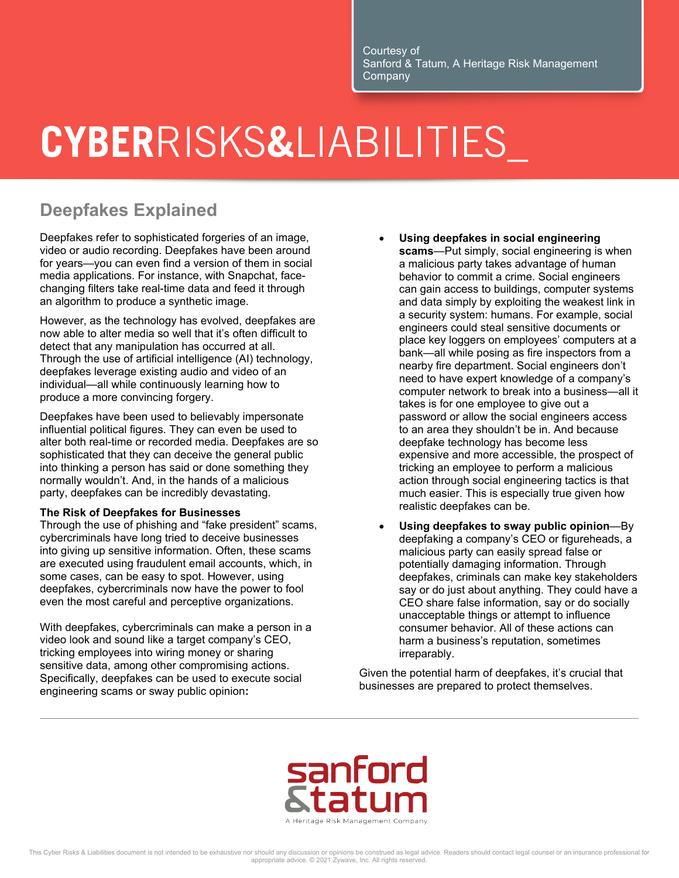Courtesy of
Sanford & Tatum, A Heritage Risk Management Company

# CYBERRISKS&LIABILITIES_

## Deepfakes Explained

Deepfakes refer to sophisticated forgeries of an image, video or audio recording. Deepfakes have been around for years—you can even find a version of them in social media applications. For instance, with Snapchat, face-changing filters take real-time data and feed it through an algorithm to produce a synthetic image.

However, as the technology has evolved, deepfakes are now able to alter media so well that it's often difficult to detect that any manipulation has occurred at all. Through the use of artificial intelligence (AI) technology, deepfakes leverage existing audio and video of an individual—all while continuously learning how to produce a more convincing forgery.

Deepfakes have been used to believably impersonate influential political figures. They can even be used to alter both real-time or recorded media. Deepfakes are so sophisticated that they can deceive the general public into thinking a person has said or done something they normally wouldn't. And, in the hands of a malicious party, deepfakes can be incredibly devastating.

**The Risk of Deepfakes for Businesses**

Through the use of phishing and "fake president" scams, cybercriminals have long tried to deceive businesses into giving up sensitive information. Often, these scams are executed using fraudulent email accounts, which, in some cases, can be easy to spot. However, using deepfakes, cybercriminals now have the power to fool even the most careful and perceptive organizations.

With deepfakes, cybercriminals can make a person in a video look and sound like a target company's CEO, tricking employees into wiring money or sharing sensitive data, among other compromising actions. Specifically, deepfakes can be used to execute social engineering scams or sway public opinion**:**

- **Using deepfakes in social engineering scams**—Put simply, social engineering is when a malicious party takes advantage of human behavior to commit a crime. Social engineers can gain access to buildings, computer systems and data simply by exploiting the weakest link in a security system: humans. For example, social engineers could steal sensitive documents or place key loggers on employees' computers at a bank—all while posing as fire inspectors from a nearby fire department. Social engineers don't need to have expert knowledge of a company's computer network to break into a business—all it takes is for one employee to give out a password or allow the social engineers access to an area they shouldn't be in. And because deepfake technology has become less expensive and more accessible, the prospect of tricking an employee to perform a malicious action through social engineering tactics is that much easier. This is especially true given how realistic deepfakes can be.
- **Using deepfakes to sway public opinion**—By deepfaking a company's CEO or figureheads, a malicious party can easily spread false or potentially damaging information. Through deepfakes, criminals can make key stakeholders say or do just about anything. They could have a CEO share false information, say or do socially unacceptable things or attempt to influence consumer behavior. All of these actions can harm a business's reputation, sometimes irreparably.

Given the potential harm of deepfakes, it's crucial that businesses are prepared to protect themselves.

sanford &tatum
A Heritage Risk Management Company

This Cyber Risks & Liabilities document is not intended to be exhaustive nor should any discussion or opinions be construed as legal advice. Readers should contact legal counsel or an insurance professional for appropriate advice. © 2021 Zywave, Inc. All rights reserved.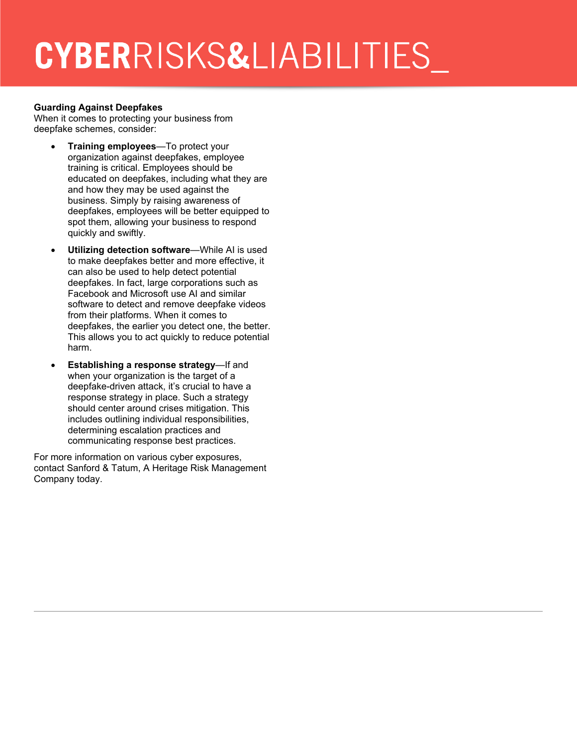**Guarding Against Deepfakes**

When it comes to protecting your business from deepfake schemes, consider:

- **Training employees**—To protect your organization against deepfakes, employee training is critical. Employees should be educated on deepfakes, including what they are and how they may be used against the business. Simply by raising awareness of deepfakes, employees will be better equipped to spot them, allowing your business to respond quickly and swiftly.
- **Utilizing detection software**—While AI is used to make deepfakes better and more effective, it can also be used to help detect potential deepfakes. In fact, large corporations such as Facebook and Microsoft use AI and similar software to detect and remove deepfake videos from their platforms. When it comes to deepfakes, the earlier you detect one, the better. This allows you to act quickly to reduce potential harm.
- **Establishing a response strategy**—If and when your organization is the target of a deepfake-driven attack, it's crucial to have a response strategy in place. Such a strategy should center around crises mitigation. This includes outlining individual responsibilities, determining escalation practices and communicating response best practices.

For more information on various cyber exposures, contact Sanford & Tatum, A Heritage Risk Management Company today.